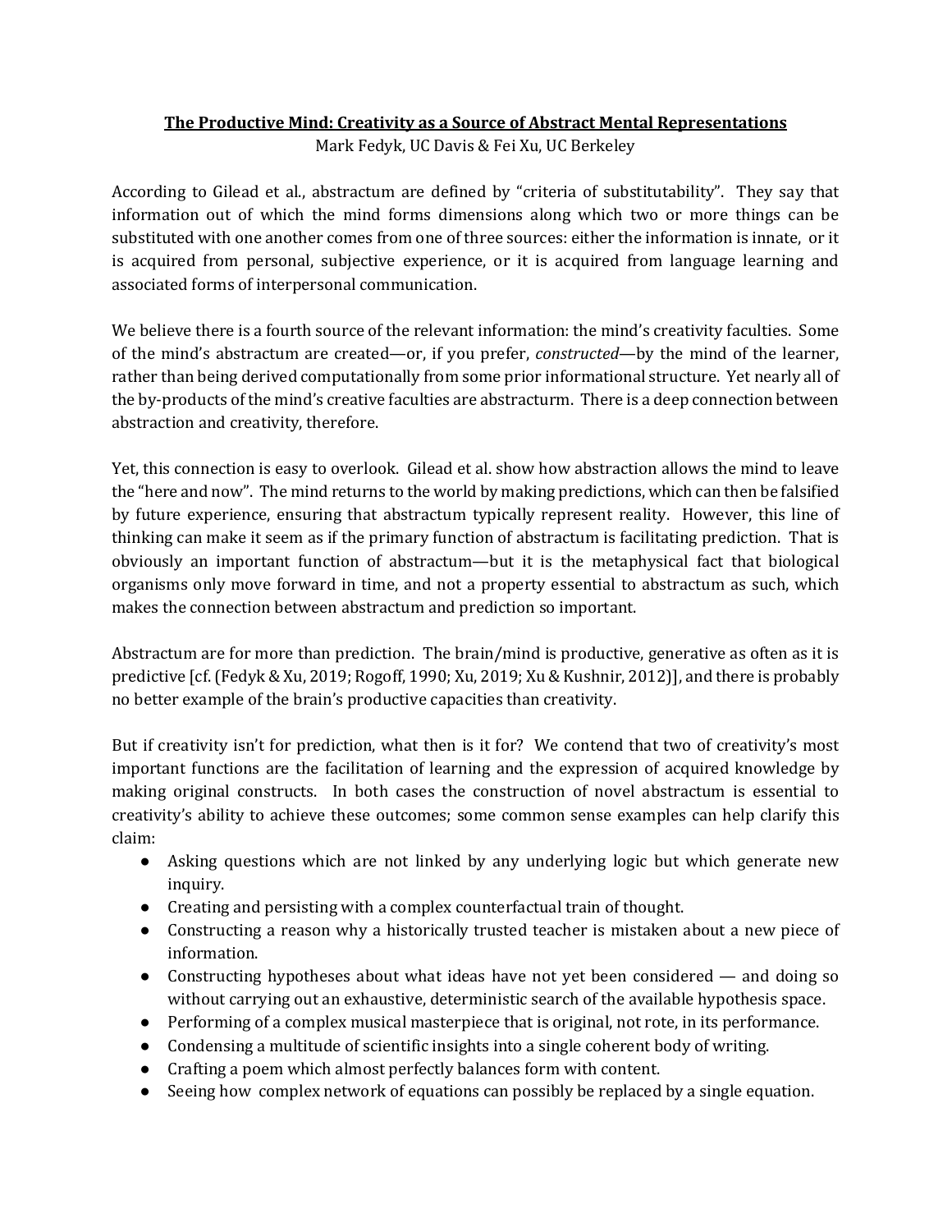# The Productive Mind: Creativity as a Source of Abstract Mental Representations

Mark Fedyk, UC Davis & Fei Xu, UC Berkeley

According to Gilead et al., abstractum are defined by "criteria of substitutability". They say that information out of which the mind forms dimensions along which two or more things can be substituted with one another comes from one of three sources: either the information is innate, or it is acquired from personal, subjective experience, or it is acquired from language learning and associated forms of interpersonal communication.

We believe there is a fourth source of the relevant information: the mind's creativity faculties. Some of the mind's abstractum are created—or, if you prefer, *constructed*—by the mind of the learner, rather than being derived computationally from some prior informational structure. Yet nearly all of the by-products of the mind's creative faculties are abstracturm. There is a deep connection between abstraction and creativity, therefore.

Yet, this connection is easy to overlook. Gilead et al. show how abstraction allows the mind to leave the "here and now". The mind returns to the world by making predictions, which can then be falsified by future experience, ensuring that abstractum typically represent reality. However, this line of thinking can make it seem as if the primary function of abstractum is facilitating prediction. That is obviously an important function of abstractum—but it is the metaphysical fact that biological organisms only move forward in time, and not a property essential to abstractum as such, which makes the connection between abstractum and prediction so important.

Abstractum are for more than prediction. The brain/mind is productive, generative as often as it is predictive [cf. (Fedyk & Xu, 2019; Rogoff, 1990; Xu, 2019; Xu & Kushnir, 2012)], and there is probably no better example of the brain's productive capacities than creativity.

But if creativity isn't for prediction, what then is it for? We contend that two of creativity's most important functions are the facilitation of learning and the expression of acquired knowledge by making original constructs. In both cases the construction of novel abstractum is essential to creativity's ability to achieve these outcomes; some common sense examples can help clarify this claim:

- Asking questions which are not linked by any underlying logic but which generate new inquiry.
- Creating and persisting with a complex counterfactual train of thought.
- Constructing a reason why a historically trusted teacher is mistaken about a new piece of information.
- Constructing hypotheses about what ideas have not yet been considered — and doing so without carrying out an exhaustive, deterministic search of the available hypothesis space.
- Performing of a complex musical masterpiece that is original, not rote, in its performance.
- Condensing a multitude of scientific insights into a single coherent body of writing.
- Crafting a poem which almost perfectly balances form with content.
- Seeing how complex network of equations can possibly be replaced by a single equation.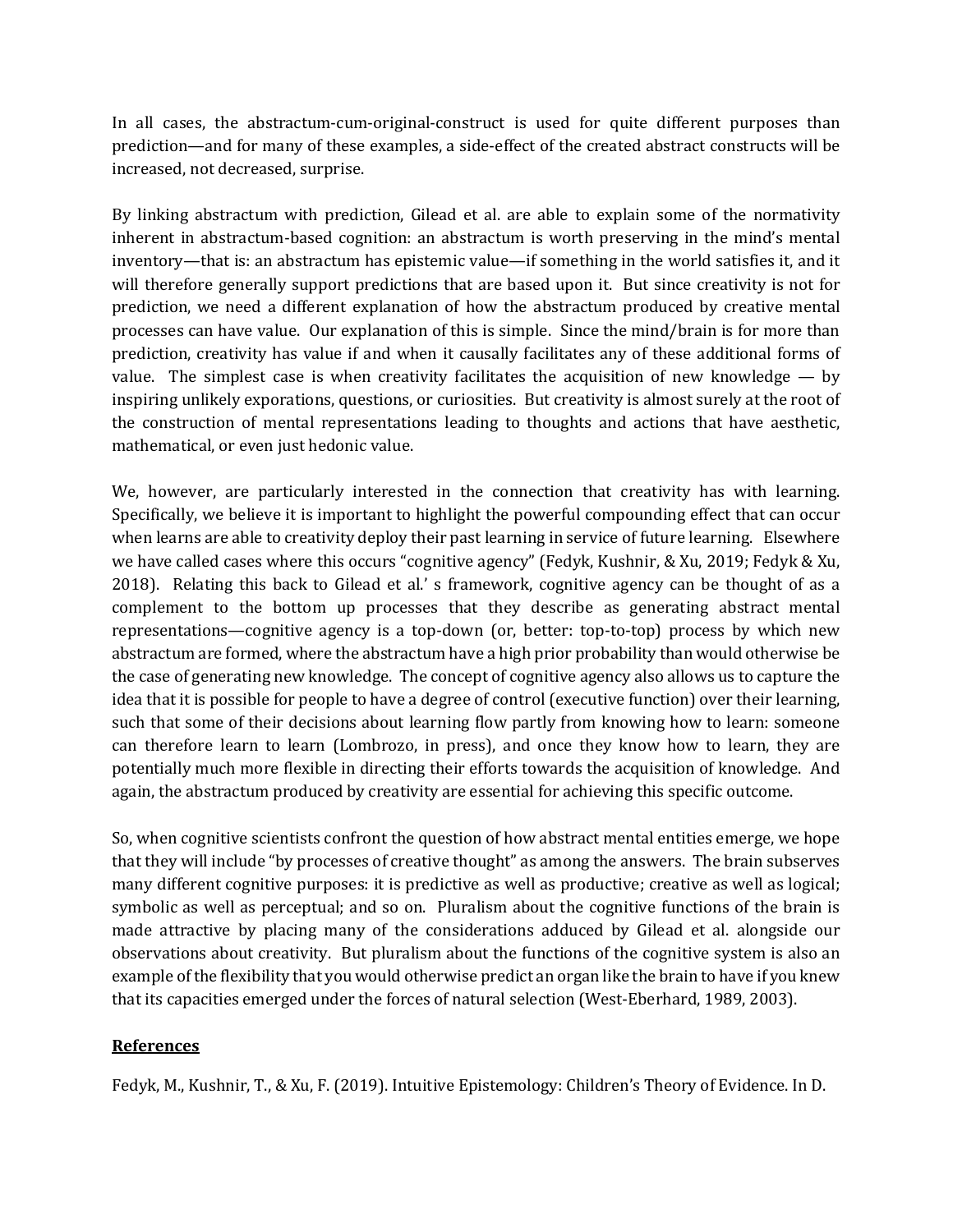In all cases, the abstractum-cum-original-construct is used for quite different purposes than prediction—and for many of these examples, a side-effect of the created abstract constructs will be increased, not decreased, surprise.

By linking abstractum with prediction, Gilead et al. are able to explain some of the normativity inherent in abstractum-based cognition: an abstractum is worth preserving in the mind's mental inventory—that is: an abstractum has epistemic value—if something in the world satisfies it, and it will therefore generally support predictions that are based upon it. But since creativity is not for prediction, we need a different explanation of how the abstractum produced by creative mental processes can have value. Our explanation of this is simple. Since the mind/brain is for more than prediction, creativity has value if and when it causally facilitates any of these additional forms of value. The simplest case is when creativity facilitates the acquisition of new knowledge — by inspiring unlikely exporations, questions, or curiosities. But creativity is almost surely at the root of the construction of mental representations leading to thoughts and actions that have aesthetic, mathematical, or even just hedonic value.

We, however, are particularly interested in the connection that creativity has with learning. Specifically, we believe it is important to highlight the powerful compounding effect that can occur when learns are able to creativity deploy their past learning in service of future learning. Elsewhere we have called cases where this occurs "cognitive agency" (Fedyk, Kushnir, & Xu, 2019; Fedyk & Xu, 2018). Relating this back to Gilead et al.' s framework, cognitive agency can be thought of as a complement to the bottom up processes that they describe as generating abstract mental representations—cognitive agency is a top-down (or, better: top-to-top) process by which new abstractum are formed, where the abstractum have a high prior probability than would otherwise be the case of generating new knowledge. The concept of cognitive agency also allows us to capture the idea that it is possible for people to have a degree of control (executive function) over their learning, such that some of their decisions about learning flow partly from knowing how to learn: someone can therefore learn to learn (Lombrozo, in press), and once they know how to learn, they are potentially much more flexible in directing their efforts towards the acquisition of knowledge. And again, the abstractum produced by creativity are essential for achieving this specific outcome.

So, when cognitive scientists confront the question of how abstract mental entities emerge, we hope that they will include "by processes of creative thought" as among the answers. The brain subserves many different cognitive purposes: it is predictive as well as productive; creative as well as logical; symbolic as well as perceptual; and so on. Pluralism about the cognitive functions of the brain is made attractive by placing many of the considerations adduced by Gilead et al. alongside our observations about creativity. But pluralism about the functions of the cognitive system is also an example of the flexibility that you would otherwise predict an organ like the brain to have if you knew that its capacities emerged under the forces of natural selection (West-Eberhard, 1989, 2003).

## References

Fedyk, M., Kushnir, T., & Xu, F. (2019). Intuitive Epistemology: Children's Theory of Evidence. In D.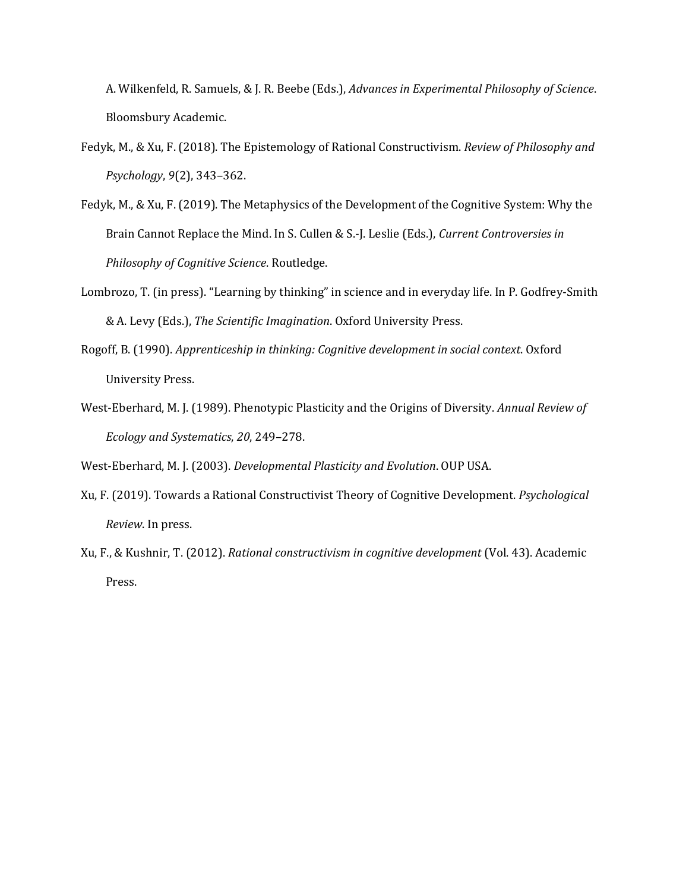A. Wilkenfeld, R. Samuels, & J. R. Beebe (Eds.), *Advances in Experimental Philosophy of Science*. Bloomsbury Academic.

Fedyk, M., & Xu, F. (2018). The Epistemology of Rational Constructivism. *Review of Philosophy and Psychology*, *9*(2), 343–362.

Fedyk, M., & Xu, F. (2019). The Metaphysics of the Development of the Cognitive System: Why the Brain Cannot Replace the Mind. In S. Cullen & S.-J. Leslie (Eds.), *Current Controversies in Philosophy of Cognitive Science*. Routledge.

Lombrozo, T. (in press). "Learning by thinking" in science and in everyday life. In P. Godfrey-Smith & A. Levy (Eds.), *The Scientific Imagination*. Oxford University Press.

Rogoff, B. (1990). *Apprenticeship in thinking: Cognitive development in social context*. Oxford University Press.

West-Eberhard, M. J. (1989). Phenotypic Plasticity and the Origins of Diversity. *Annual Review of Ecology and Systematics*, *20*, 249–278.

West-Eberhard, M. J. (2003). *Developmental Plasticity and Evolution*. OUP USA.

Xu, F. (2019). Towards a Rational Constructivist Theory of Cognitive Development. *Psychological Review*. In press.

Xu, F., & Kushnir, T. (2012). *Rational constructivism in cognitive development* (Vol. 43). Academic Press.